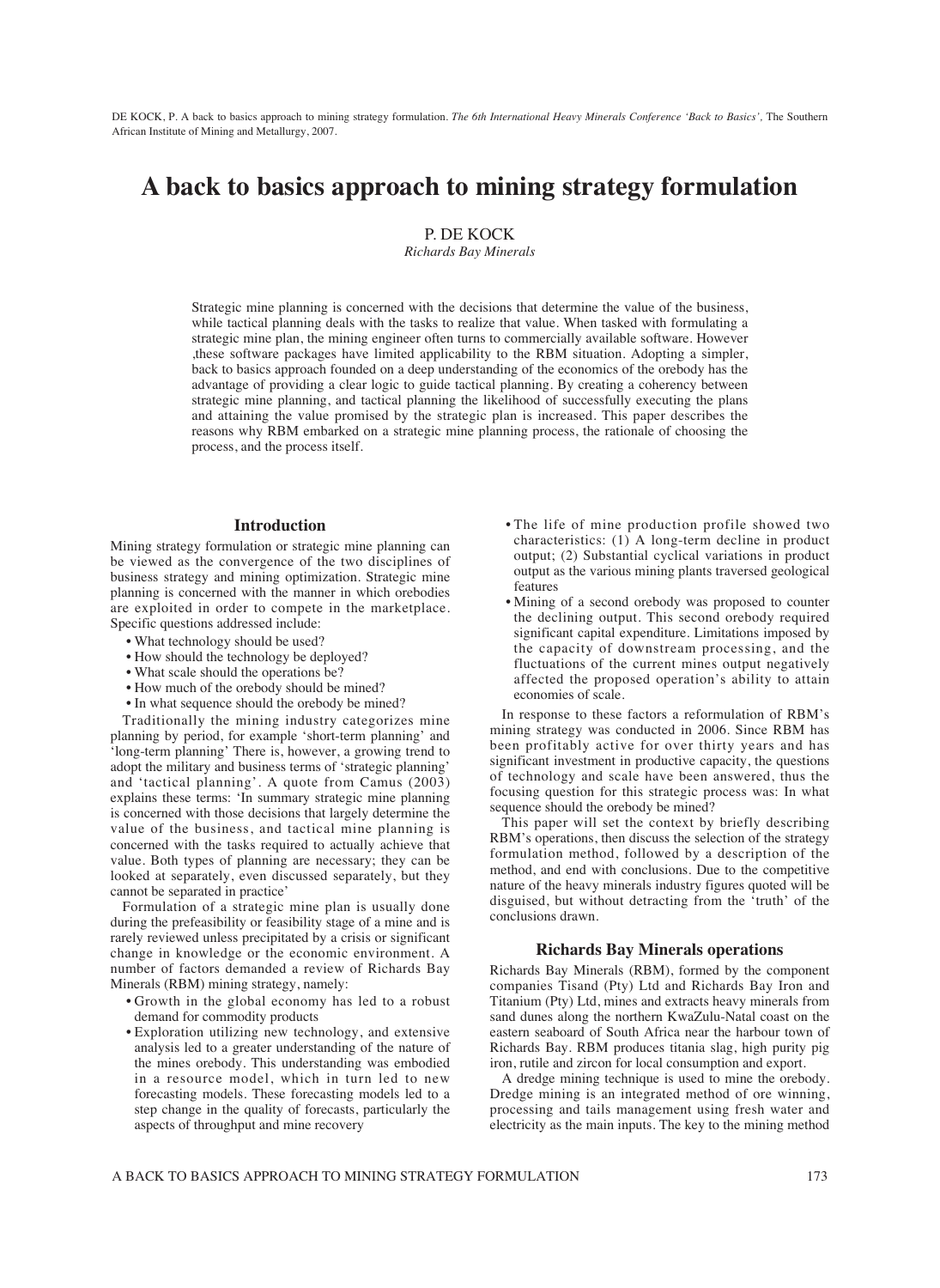DE KOCK, P. A back to basics approach to mining strategy formulation. *The 6th International Heavy Minerals Conference 'Back to Basics'*, The Southern African Institute of Mining and Metallurgy, 2007.

# A back to basics approach to mining strategy formulation

P. DE KOCK

*Richards Bay Minerals*

Strategic mine planning is concerned with the decisions that determine the value of the business, while tactical planning deals with the tasks to realize that value. When tasked with formulating a strategic mine plan, the mining engineer often turns to commercially available software. However ,these software packages have limited applicability to the RBM situation. Adopting a simpler, back to basics approach founded on a deep understanding of the economics of the orebody has the advantage of providing a clear logic to guide tactical planning. By creating a coherency between strategic mine planning, and tactical planning the likelihood of successfully executing the plans and attaining the value promised by the strategic plan is increased. This paper describes the reasons why RBM embarked on a strategic mine planning process, the rationale of choosing the process, and the process itself.

## Introduction

Mining strategy formulation or strategic mine planning can be viewed as the convergence of the two disciplines of business strategy and mining optimization. Strategic mine planning is concerned with the manner in which orebodies are exploited in order to compete in the marketplace. Specific questions addressed include:

- What technology should be used?
- How should the technology be deployed?
- What scale should the operations be?
- How much of the orebody should be mined?
- In what sequence should the orebody be mined?

Traditionally the mining industry categorizes mine planning by period, for example 'short-term planning' and 'long-term planning' There is, however, a growing trend to adopt the military and business terms of 'strategic planning' and 'tactical planning'. A quote from Camus (2003) explains these terms: 'In summary strategic mine planning is concerned with those decisions that largely determine the value of the business, and tactical mine planning is concerned with the tasks required to actually achieve that value. Both types of planning are necessary; they can be looked at separately, even discussed separately, but they cannot be separated in practice'

Formulation of a strategic mine plan is usually done during the prefeasibility or feasibility stage of a mine and is rarely reviewed unless precipitated by a crisis or significant change in knowledge or the economic environment. A number of factors demanded a review of Richards Bay Minerals (RBM) mining strategy, namely:

- Growth in the global economy has led to a robust demand for commodity products
- Exploration utilizing new technology, and extensive analysis led to a greater understanding of the nature of the mines orebody. This understanding was embodied in a resource model, which in turn led to new forecasting models. These forecasting models led to a step change in the quality of forecasts, particularly the aspects of throughput and mine recovery
- The life of mine production profile showed two characteristics: (1) A long-term decline in product output; (2) Substantial cyclical variations in product output as the various mining plants traversed geological features
- Mining of a second orebody was proposed to counter the declining output. This second orebody required significant capital expenditure. Limitations imposed by the capacity of downstream processing, and the fluctuations of the current mines output negatively affected the proposed operation's ability to attain economies of scale.

In response to these factors a reformulation of RBM's mining strategy was conducted in 2006. Since RBM has been profitably active for over thirty years and has significant investment in productive capacity, the questions of technology and scale have been answered, thus the focusing question for this strategic process was: In what sequence should the orebody be mined?

This paper will set the context by briefly describing RBM's operations, then discuss the selection of the strategy formulation method, followed by a description of the method, and end with conclusions. Due to the competitive nature of the heavy minerals industry figures quoted will be disguised, but without detracting from the 'truth' of the conclusions drawn.

## Richards Bay Minerals operations

Richards Bay Minerals (RBM), formed by the component companies Tisand (Pty) Ltd and Richards Bay Iron and Titanium (Pty) Ltd, mines and extracts heavy minerals from sand dunes along the northern KwaZulu-Natal coast on the eastern seaboard of South Africa near the harbour town of Richards Bay. RBM produces titania slag, high purity pig iron, rutile and zircon for local consumption and export.

A dredge mining technique is used to mine the orebody. Dredge mining is an integrated method of ore winning, processing and tails management using fresh water and electricity as the main inputs. The key to the mining method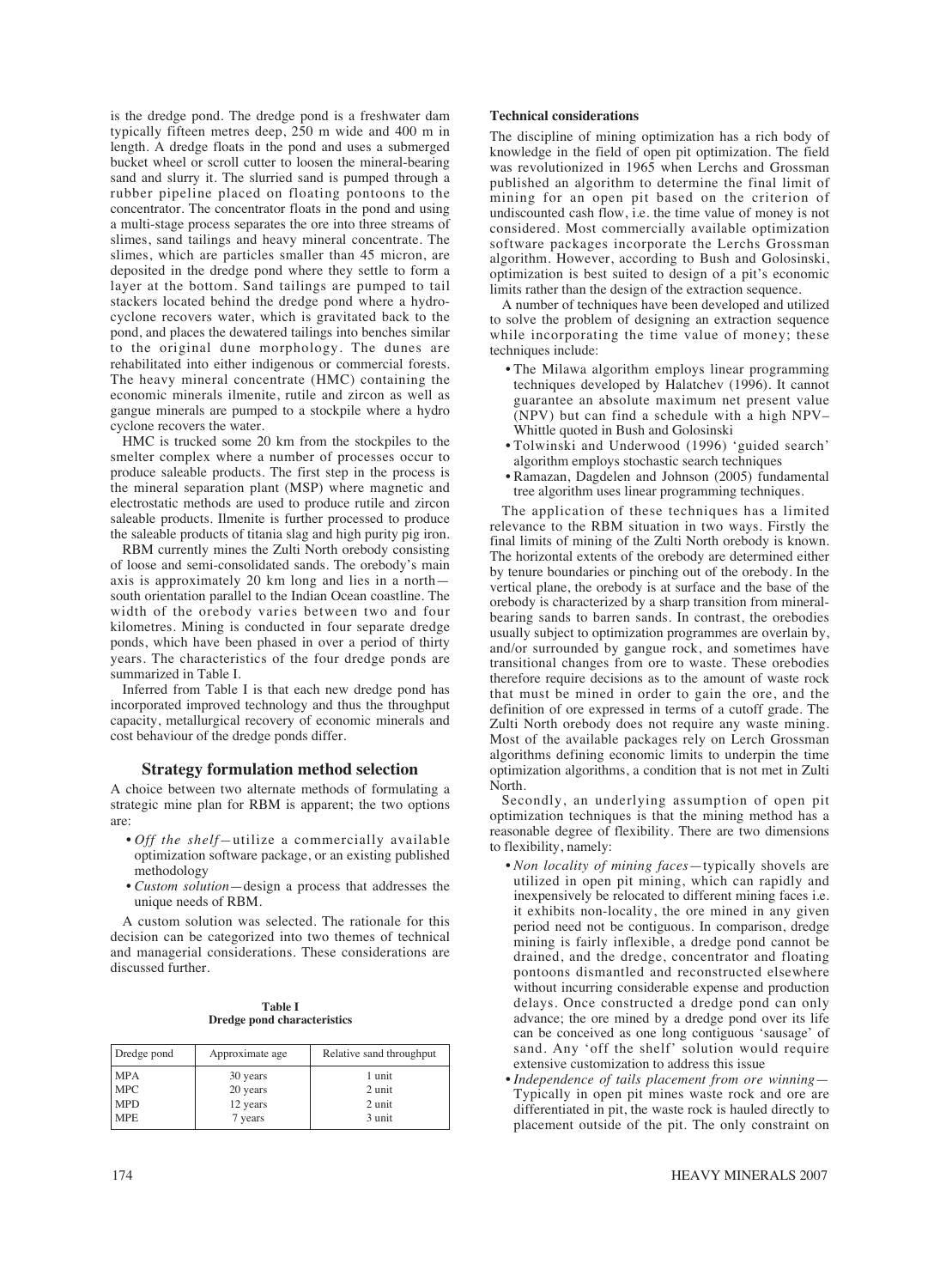is the dredge pond. The dredge pond is a freshwater dam typically fifteen metres deep, 250 m wide and 400 m in length. A dredge floats in the pond and uses a submerged bucket wheel or scroll cutter to loosen the mineral-bearing sand and slurry it. The slurried sand is pumped through a rubber pipeline placed on floating pontoons to the concentrator. The concentrator floats in the pond and using a multi-stage process separates the ore into three streams of slimes, sand tailings and heavy mineral concentrate. The slimes, which are particles smaller than 45 micron, are deposited in the dredge pond where they settle to form a layer at the bottom. Sand tailings are pumped to tail stackers located behind the dredge pond where a hydrocyclone recovers water, which is gravitated back to the pond, and places the dewatered tailings into benches similar to the original dune morphology. The dunes are rehabilitated into either indigenous or commercial forests. The heavy mineral concentrate (HMC) containing the economic minerals ilmenite, rutile and zircon as well as gangue minerals are pumped to a stockpile where a hydro cyclone recovers the water.

HMC is trucked some 20 km from the stockpiles to the smelter complex where a number of processes occur to produce saleable products. The first step in the process is the mineral separation plant (MSP) where magnetic and electrostatic methods are used to produce rutile and zircon saleable products. Ilmenite is further processed to produce the saleable products of titania slag and high purity pig iron.

RBM currently mines the Zulti North orebody consisting of loose and semi-consolidated sands. The orebody's main axis is approximately 20 km long and lies in a north—south orientation parallel to the Indian Ocean coastline. The width of the orebody varies between two and four kilometres. Mining is conducted in four separate dredge ponds, which have been phased in over a period of thirty years. The characteristics of the four dredge ponds are summarized in Table I.

Inferred from Table I is that each new dredge pond has incorporated improved technology and thus the throughput capacity, metallurgical recovery of economic minerals and cost behaviour of the dredge ponds differ.

## Strategy formulation method selection

A choice between two alternate methods of formulating a strategic mine plan for RBM is apparent; the two options are:

- *Off the shelf*—utilize a commercially available optimization software package, or an existing published methodology
- *Custom solution*—design a process that addresses the unique needs of RBM.

A custom solution was selected. The rationale for this decision can be categorized into two themes of technical and managerial considerations. These considerations are discussed further.

**Table I**
**Dredge pond characteristics**

| Dredge pond | Approximate age | Relative sand throughput |
|---|---|---|
| MPA | 30 years | 1 unit |
| MPC | 20 years | 2 unit |
| MPD | 12 years | 2 unit |
| MPE | 7 years | 3 unit |

### Technical considerations

The discipline of mining optimization has a rich body of knowledge in the field of open pit optimization. The field was revolutionized in 1965 when Lerchs and Grossman published an algorithm to determine the final limit of mining for an open pit based on the criterion of undiscounted cash flow, i.e. the time value of money is not considered. Most commercially available optimization software packages incorporate the Lerchs Grossman algorithm. However, according to Bush and Golosinski, optimization is best suited to design of a pit's economic limits rather than the design of the extraction sequence.

A number of techniques have been developed and utilized to solve the problem of designing an extraction sequence while incorporating the time value of money; these techniques include:

- The Milawa algorithm employs linear programming techniques developed by Halatchev (1996). It cannot guarantee an absolute maximum net present value (NPV) but can find a schedule with a high NPV–Whittle quoted in Bush and Golosinski
- Tolwinski and Underwood (1996) 'guided search' algorithm employs stochastic search techniques
- Ramazan, Dagdelen and Johnson (2005) fundamental tree algorithm uses linear programming techniques.

The application of these techniques has a limited relevance to the RBM situation in two ways. Firstly the final limits of mining of the Zulti North orebody is known. The horizontal extents of the orebody are determined either by tenure boundaries or pinching out of the orebody. In the vertical plane, the orebody is at surface and the base of the orebody is characterized by a sharp transition from mineral-bearing sands to barren sands. In contrast, the orebodies usually subject to optimization programmes are overlain by, and/or surrounded by gangue rock, and sometimes have transitional changes from ore to waste. These orebodies therefore require decisions as to the amount of waste rock that must be mined in order to gain the ore, and the definition of ore expressed in terms of a cutoff grade. The Zulti North orebody does not require any waste mining. Most of the available packages rely on Lerch Grossman algorithms defining economic limits to underpin the time optimization algorithms, a condition that is not met in Zulti North.

Secondly, an underlying assumption of open pit optimization techniques is that the mining method has a reasonable degree of flexibility. There are two dimensions to flexibility, namely:

- *Non locality of mining faces*—typically shovels are utilized in open pit mining, which can rapidly and inexpensively be relocated to different mining faces i.e. it exhibits non-locality, the ore mined in any given period need not be contiguous. In comparison, dredge mining is fairly inflexible, a dredge pond cannot be drained, and the dredge, concentrator and floating pontoons dismantled and reconstructed elsewhere without incurring considerable expense and production delays. Once constructed a dredge pond can only advance; the ore mined by a dredge pond over its life can be conceived as one long contiguous 'sausage' of sand. Any 'off the shelf' solution would require extensive customization to address this issue
- *Independence of tails placement from ore winning*—Typically in open pit mines waste rock and ore are differentiated in pit, the waste rock is hauled directly to placement outside of the pit. The only constraint on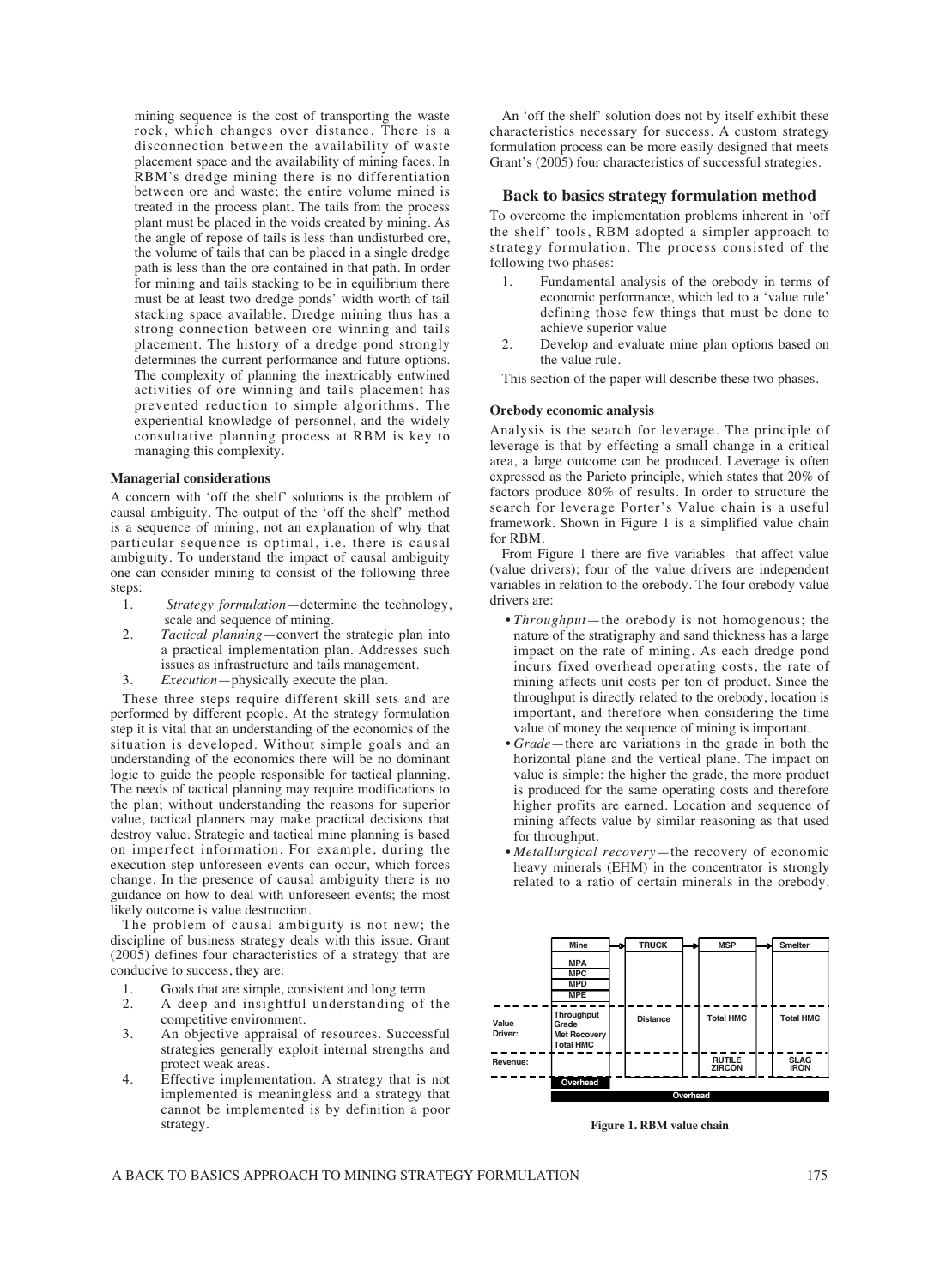mining sequence is the cost of transporting the waste rock, which changes over distance. There is a disconnection between the availability of waste placement space and the availability of mining faces. In RBM's dredge mining there is no differentiation between ore and waste; the entire volume mined is treated in the process plant. The tails from the process plant must be placed in the voids created by mining. As the angle of repose of tails is less than undisturbed ore, the volume of tails that can be placed in a single dredge path is less than the ore contained in that path. In order for mining and tails stacking to be in equilibrium there must be at least two dredge ponds' width worth of tail stacking space available. Dredge mining thus has a strong connection between ore winning and tails placement. The history of a dredge pond strongly determines the current performance and future options. The complexity of planning the inextricably entwined activities of ore winning and tails placement has prevented reduction to simple algorithms. The experiential knowledge of personnel, and the widely consultative planning process at RBM is key to managing this complexity.

#### Managerial considerations

A concern with 'off the shelf' solutions is the problem of causal ambiguity. The output of the 'off the shelf' method is a sequence of mining, not an explanation of why that particular sequence is optimal, i.e. there is causal ambiguity. To understand the impact of causal ambiguity one can consider mining to consist of the following three steps:

1. *Strategy formulation*—determine the technology, scale and sequence of mining.
2. *Tactical planning*—convert the strategic plan into a practical implementation plan. Addresses such issues as infrastructure and tails management.
3. *Execution*—physically execute the plan.

These three steps require different skill sets and are performed by different people. At the strategy formulation step it is vital that an understanding of the economics of the situation is developed. Without simple goals and an understanding of the economics there will be no dominant logic to guide the people responsible for tactical planning. The needs of tactical planning may require modifications to the plan; without understanding the reasons for superior value, tactical planners may make practical decisions that destroy value. Strategic and tactical mine planning is based on imperfect information. For example, during the execution step unforeseen events can occur, which forces change. In the presence of causal ambiguity there is no guidance on how to deal with unforeseen events; the most likely outcome is value destruction.

The problem of causal ambiguity is not new; the discipline of business strategy deals with this issue. Grant (2005) defines four characteristics of a strategy that are conducive to success, they are:

1. Goals that are simple, consistent and long term.
2. A deep and insightful understanding of the competitive environment.
3. An objective appraisal of resources. Successful strategies generally exploit internal strengths and protect weak areas.
4. Effective implementation. A strategy that is not implemented is meaningless and a strategy that cannot be implemented is by definition a poor strategy.

An 'off the shelf' solution does not by itself exhibit these characteristics necessary for success. A custom strategy formulation process can be more easily designed that meets Grant's (2005) four characteristics of successful strategies.

### Back to basics strategy formulation method

To overcome the implementation problems inherent in 'off the shelf' tools, RBM adopted a simpler approach to strategy formulation. The process consisted of the following two phases:

1. Fundamental analysis of the orebody in terms of economic performance, which led to a 'value rule' defining those few things that must be done to achieve superior value
2. Develop and evaluate mine plan options based on the value rule.

This section of the paper will describe these two phases.

#### Orebody economic analysis

Analysis is the search for leverage. The principle of leverage is that by effecting a small change in a critical area, a large outcome can be produced. Leverage is often expressed as the Parieto principle, which states that 20% of factors produce 80% of results. In order to structure the search for leverage Porter's Value chain is a useful framework. Shown in Figure 1 is a simplified value chain for RBM.

From Figure 1 there are five variables that affect value (value drivers); four of the value drivers are independent variables in relation to the orebody. The four orebody value drivers are:

- *Throughput*—the orebody is not homogenous; the nature of the stratigraphy and sand thickness has a large impact on the rate of mining. As each dredge pond incurs fixed overhead operating costs, the rate of mining affects unit costs per ton of product. Since the throughput is directly related to the orebody, location is important, and therefore when considering the time value of money the sequence of mining is important.
- *Grade*—there are variations in the grade in both the horizontal plane and the vertical plane. The impact on value is simple: the higher the grade, the more product is produced for the same operating costs and therefore higher profits are earned. Location and sequence of mining affects value by similar reasoning as that used for throughput.
- *Metallurgical recovery*—the recovery of economic heavy minerals (EHM) in the concentrator is strongly related to a ratio of certain minerals in the orebody.

| | Mine | TRUCK | MSP | Smelter |
|---|---|---|---|---|
| | MPA<br>MPC<br>MPD<br>MPE | | | |
| Value Driver: | Throughput<br>Grade<br>Met Recovery<br>Total HMC | Distance | Total HMC | Total HMC |
| Revenue: | | | RUTILE<br>ZIRCON | SLAG<br>IRON |
| | Overhead | Overhead | | |

Figure 1. RBM value chain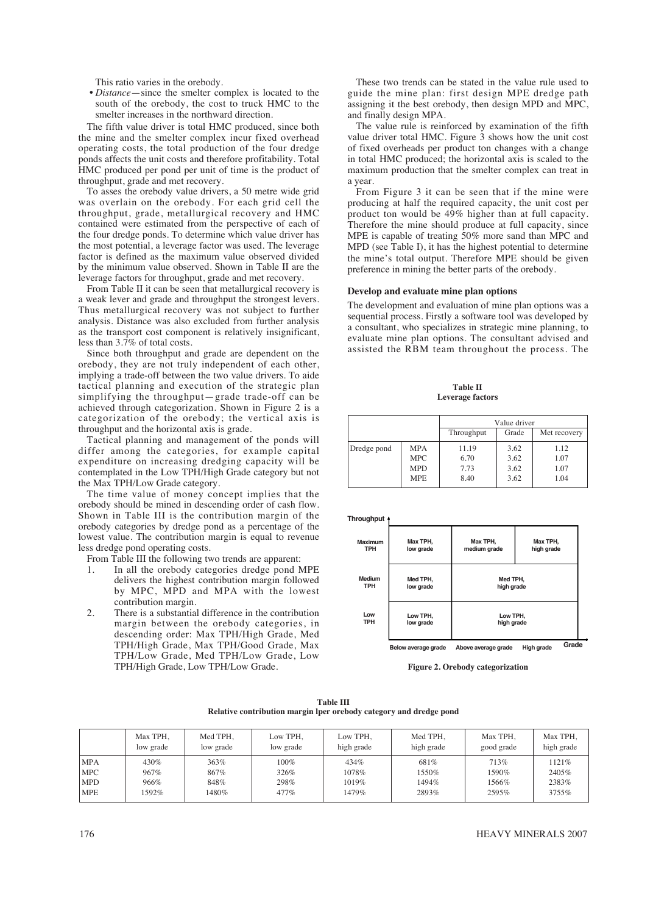This ratio varies in the orebody.

- *Distance*—since the smelter complex is located to the south of the orebody, the cost to truck HMC to the smelter increases in the northward direction.

The fifth value driver is total HMC produced, since both the mine and the smelter complex incur fixed overhead operating costs, the total production of the four dredge ponds affects the unit costs and therefore profitability. Total HMC produced per pond per unit of time is the product of throughput, grade and met recovery.

To asses the orebody value drivers, a 50 metre wide grid was overlain on the orebody. For each grid cell the throughput, grade, metallurgical recovery and HMC contained were estimated from the perspective of each of the four dredge ponds. To determine which value driver has the most potential, a leverage factor was used. The leverage factor is defined as the maximum value observed divided by the minimum value observed. Shown in Table II are the leverage factors for throughput, grade and met recovery.

From Table II it can be seen that metallurgical recovery is a weak lever and grade and throughput the strongest levers. Thus metallurgical recovery was not subject to further analysis. Distance was also excluded from further analysis as the transport cost component is relatively insignificant, less than 3.7% of total costs.

Since both throughput and grade are dependent on the orebody, they are not truly independent of each other, implying a trade-off between the two value drivers. To aide tactical planning and execution of the strategic plan simplifying the throughput—grade trade-off can be achieved through categorization. Shown in Figure 2 is a categorization of the orebody; the vertical axis is throughput and the horizontal axis is grade.

Tactical planning and management of the ponds will differ among the categories, for example capital expenditure on increasing dredging capacity will be contemplated in the Low TPH/High Grade category but not the Max TPH/Low Grade category.

The time value of money concept implies that the orebody should be mined in descending order of cash flow. Shown in Table III is the contribution margin of the orebody categories by dredge pond as a percentage of the lowest value. The contribution margin is equal to revenue less dredge pond operating costs.

From Table III the following two trends are apparent:

1. In all the orebody categories dredge pond MPE delivers the highest contribution margin followed by MPC, MPD and MPA with the lowest contribution margin.
2. There is a substantial difference in the contribution margin between the orebody categories, in descending order: Max TPH/High Grade, Med TPH/High Grade, Max TPH/Good Grade, Max TPH/Low Grade, Med TPH/Low Grade, Low TPH/High Grade, Low TPH/Low Grade.

These two trends can be stated in the value rule used to guide the mine plan: first design MPE dredge path assigning it the best orebody, then design MPD and MPC, and finally design MPA.

The value rule is reinforced by examination of the fifth value driver total HMC. Figure 3 shows how the unit cost of fixed overheads per product ton changes with a change in total HMC produced; the horizontal axis is scaled to the maximum production that the smelter complex can treat in a year.

From Figure 3 it can be seen that if the mine were producing at half the required capacity, the unit cost per product ton would be 49% higher than at full capacity. Therefore the mine should produce at full capacity, since MPE is capable of treating 50% more sand than MPC and MPD (see Table I), it has the highest potential to determine the mine's total output. Therefore MPE should be given preference in mining the better parts of the orebody.

### Develop and evaluate mine plan options

The development and evaluation of mine plan options was a sequential process. Firstly a software tool was developed by a consultant, who specializes in strategic mine planning, to evaluate mine plan options. The consultant advised and assisted the RBM team throughout the process. The

**Table II**
**Leverage factors**

| | | Value driver | | |
|---|---|---|---|---|
| | | Throughput | Grade | Met recovery |
| Dredge pond | MPA | 11.19 | 3.62 | 1.12 |
| | MPC | 6.70 | 3.62 | 1.07 |
| | MPD | 7.73 | 3.62 | 1.07 |
| | MPE | 8.40 | 3.62 | 1.04 |

| Throughput | Below average grade | Above average grade | High grade |
|---|---|---|---|
| Maximum TPH | Max TPH, low grade | Max TPH, medium grade | Max TPH, high grade |
| Medium TPH | Med TPH, low grade | Med TPH, high grade | |
| Low TPH | Low TPH, low grade | Low TPH, high grade | |

**Figure 2. Orebody categorization**

**Table III**
**Relative contribution margin lper orebody category and dredge pond**

| | Max TPH, low grade | Med TPH, low grade | Low TPH, low grade | Low TPH, high grade | Med TPH, high grade | Max TPH, good grade | Max TPH, high grade |
|---|---|---|---|---|---|---|---|
| MPA | 430% | 363% | 100% | 434% | 681% | 713% | 1121% |
| MPC | 967% | 867% | 326% | 1078% | 1550% | 1590% | 2405% |
| MPD | 966% | 848% | 298% | 1019% | 1494% | 1566% | 2383% |
| MPE | 1592% | 1480% | 477% | 1479% | 2893% | 2595% | 3755% |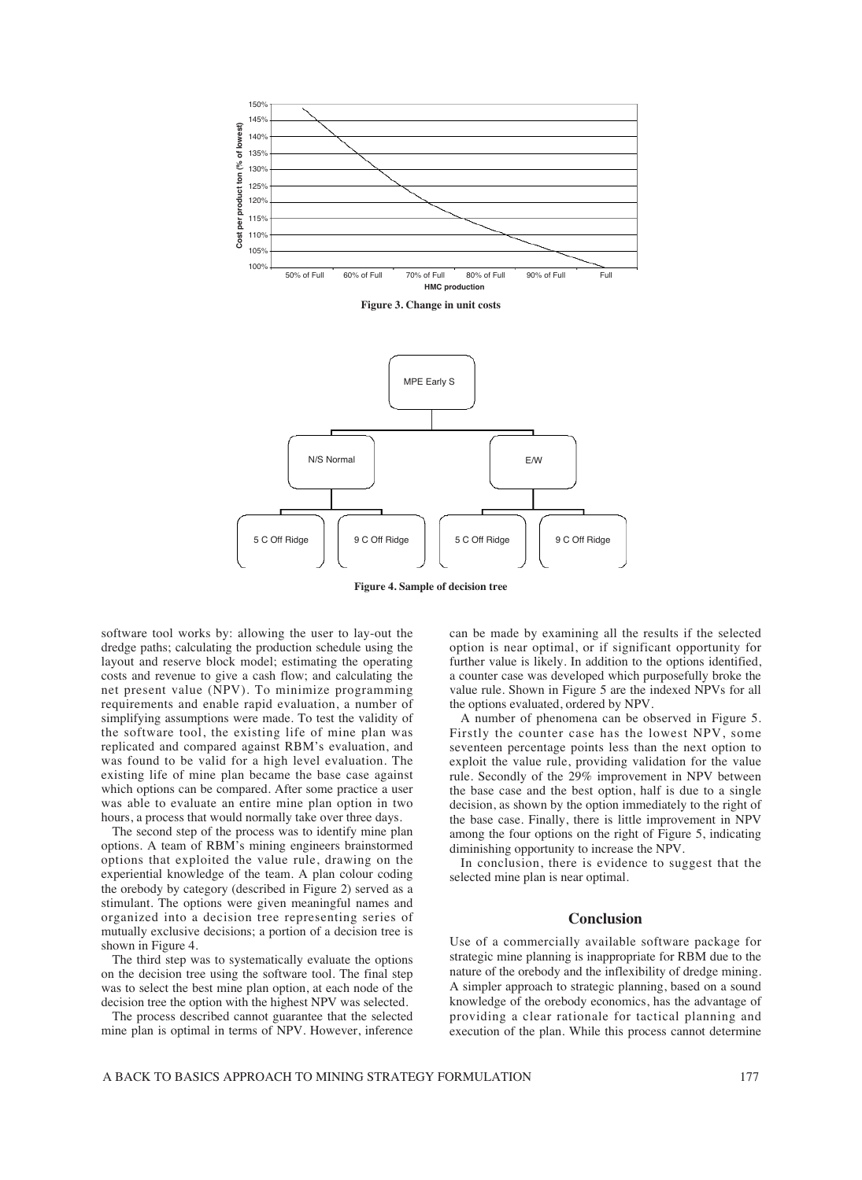Figure 3. Change in unit costs

Figure 4. Sample of decision tree

software tool works by: allowing the user to lay-out the dredge paths; calculating the production schedule using the layout and reserve block model; estimating the operating costs and revenue to give a cash flow; and calculating the net present value (NPV). To minimize programming requirements and enable rapid evaluation, a number of simplifying assumptions were made. To test the validity of the software tool, the existing life of mine plan was replicated and compared against RBM's evaluation, and was found to be valid for a high level evaluation. The existing life of mine plan became the base case against which options can be compared. After some practice a user was able to evaluate an entire mine plan option in two hours, a process that would normally take over three days.

The second step of the process was to identify mine plan options. A team of RBM's mining engineers brainstormed options that exploited the value rule, drawing on the experiential knowledge of the team. A plan colour coding the orebody by category (described in Figure 2) served as a stimulant. The options were given meaningful names and organized into a decision tree representing series of mutually exclusive decisions; a portion of a decision tree is shown in Figure 4.

The third step was to systematically evaluate the options on the decision tree using the software tool. The final step was to select the best mine plan option, at each node of the decision tree the option with the highest NPV was selected.

The process described cannot guarantee that the selected mine plan is optimal in terms of NPV. However, inference can be made by examining all the results if the selected option is near optimal, or if significant opportunity for further value is likely. In addition to the options identified, a counter case was developed which purposefully broke the value rule. Shown in Figure 5 are the indexed NPVs for all the options evaluated, ordered by NPV.

A number of phenomena can be observed in Figure 5. Firstly the counter case has the lowest NPV, some seventeen percentage points less than the next option to exploit the value rule, providing validation for the value rule. Secondly of the 29% improvement in NPV between the base case and the best option, half is due to a single decision, as shown by the option immediately to the right of the base case. Finally, there is little improvement in NPV among the four options on the right of Figure 5, indicating diminishing opportunity to increase the NPV.

In conclusion, there is evidence to suggest that the selected mine plan is near optimal.

## Conclusion

Use of a commercially available software package for strategic mine planning is inappropriate for RBM due to the nature of the orebody and the inflexibility of dredge mining. A simpler approach to strategic planning, based on a sound knowledge of the orebody economics, has the advantage of providing a clear rationale for tactical planning and execution of the plan. While this process cannot determine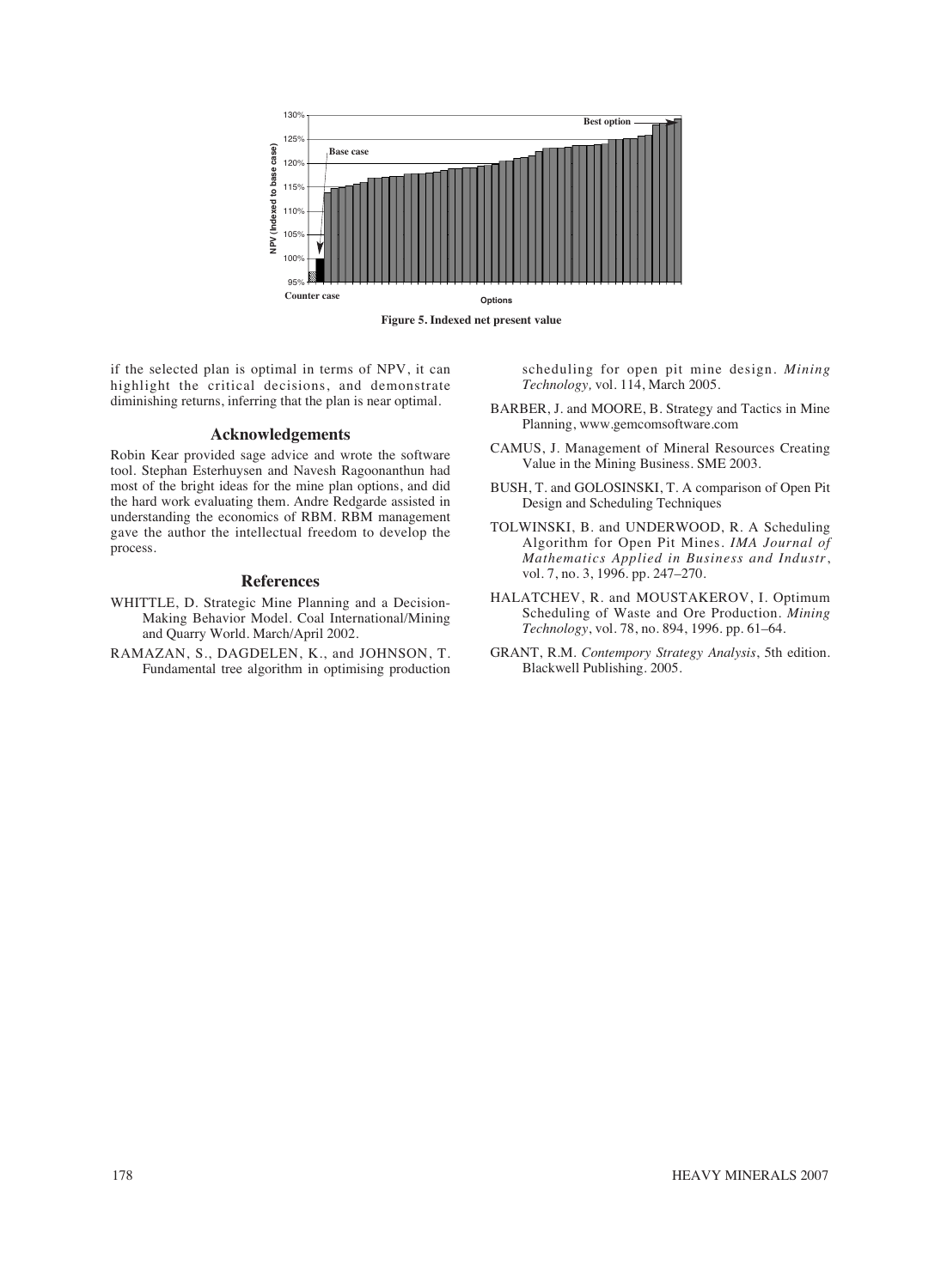130%
125%
120%
115%
110%
105%
100%
95%

NPV (Indexed to base case)

Best option

Base case

Counter case

Options

**Figure 5. Indexed net present value**

if the selected plan is optimal in terms of NPV, it can highlight the critical decisions, and demonstrate diminishing returns, inferring that the plan is near optimal.

## Acknowledgements

Robin Kear provided sage advice and wrote the software tool. Stephan Esterhuysen and Navesh Ragoonanthun had most of the bright ideas for the mine plan options, and did the hard work evaluating them. Andre Redgarde assisted in understanding the economics of RBM. RBM management gave the author the intellectual freedom to develop the process.

## References

WHITTLE, D. Strategic Mine Planning and a Decision-Making Behavior Model. Coal International/Mining and Quarry World. March/April 2002.

RAMAZAN, S., DAGDELEN, K., and JOHNSON, T. Fundamental tree algorithm in optimising production scheduling for open pit mine design. *Mining Technology,* vol. 114, March 2005.

BARBER, J. and MOORE, B. Strategy and Tactics in Mine Planning, www.gemcomsoftware.com

CAMUS, J. Management of Mineral Resources Creating Value in the Mining Business. SME 2003.

BUSH, T. and GOLOSINSKI, T. A comparison of Open Pit Design and Scheduling Techniques

TOLWINSKI, B. and UNDERWOOD, R. A Scheduling Algorithm for Open Pit Mines. *IMA Journal of Mathematics Applied in Business and Industr*, vol. 7, no. 3, 1996. pp. 247–270.

HALATCHEV, R. and MOUSTAKEROV, I. Optimum Scheduling of Waste and Ore Production. *Mining Technology*, vol. 78, no. 894, 1996. pp. 61–64.

GRANT, R.M. *Contempory Strategy Analysis*, 5th edition. Blackwell Publishing. 2005.